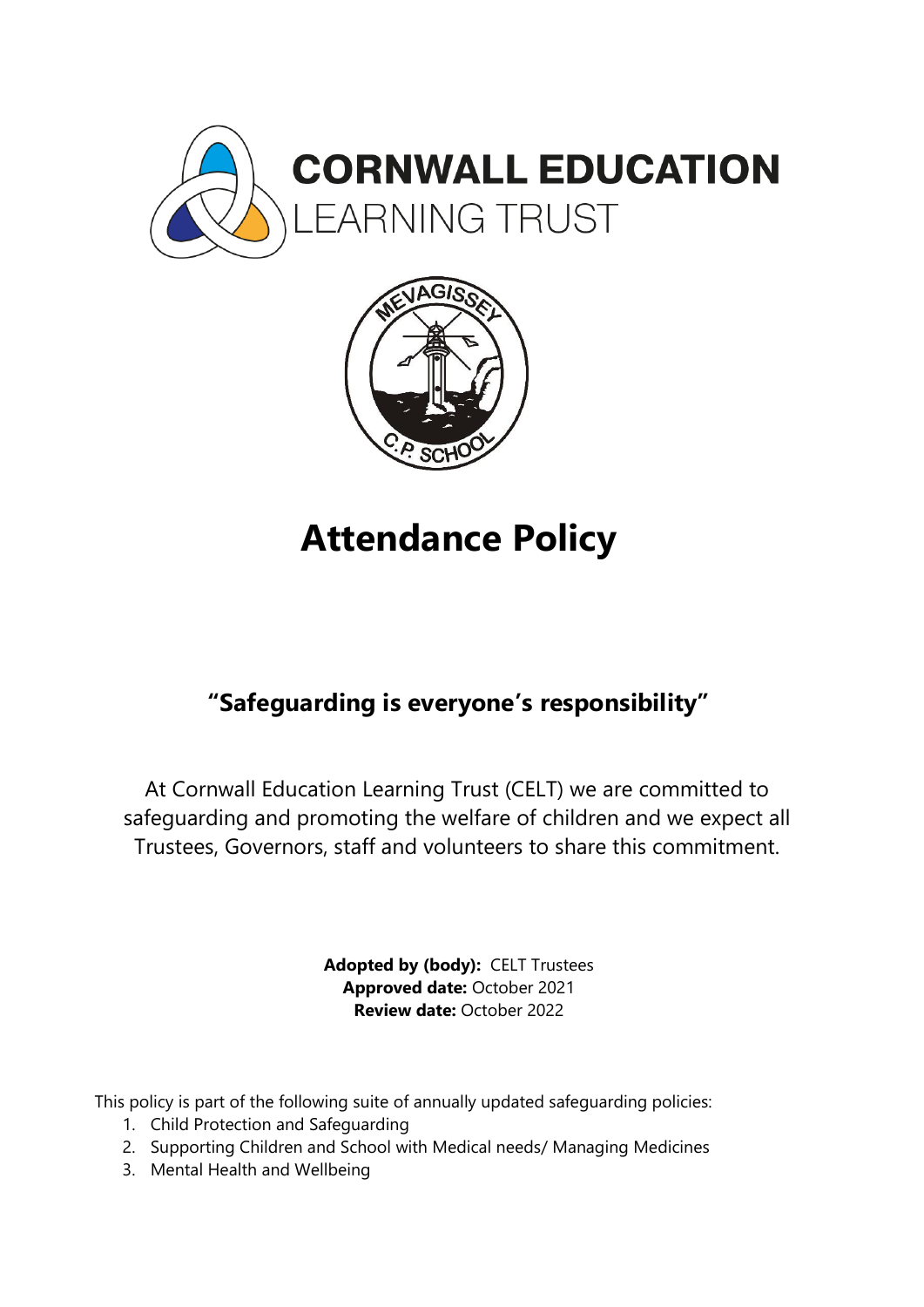CORNWALL EDUCATION
LEARNING TRUST

# Attendance Policy

## "Safeguarding is everyone's responsibility"

At Cornwall Education Learning Trust (CELT) we are committed to safeguarding and promoting the welfare of children and we expect all Trustees, Governors, staff and volunteers to share this commitment.

**Adopted by (body):** CELT Trustees
**Approved date:** October 2021
**Review date:** October 2022

This policy is part of the following suite of annually updated safeguarding policies:

1. Child Protection and Safeguarding
2. Supporting Children and School with Medical needs/ Managing Medicines
3. Mental Health and Wellbeing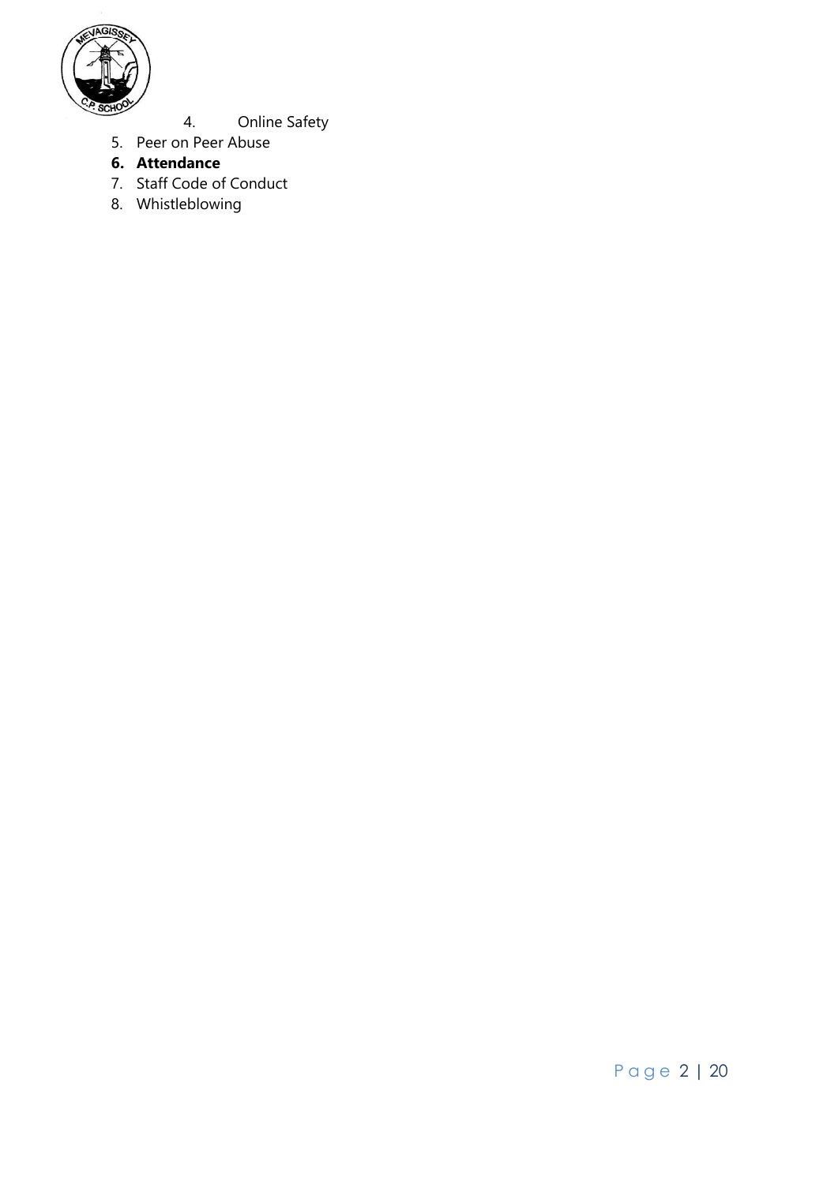4. Online Safety
5. Peer on Peer Abuse
6. **Attendance**
7. Staff Code of Conduct
8. Whistleblowing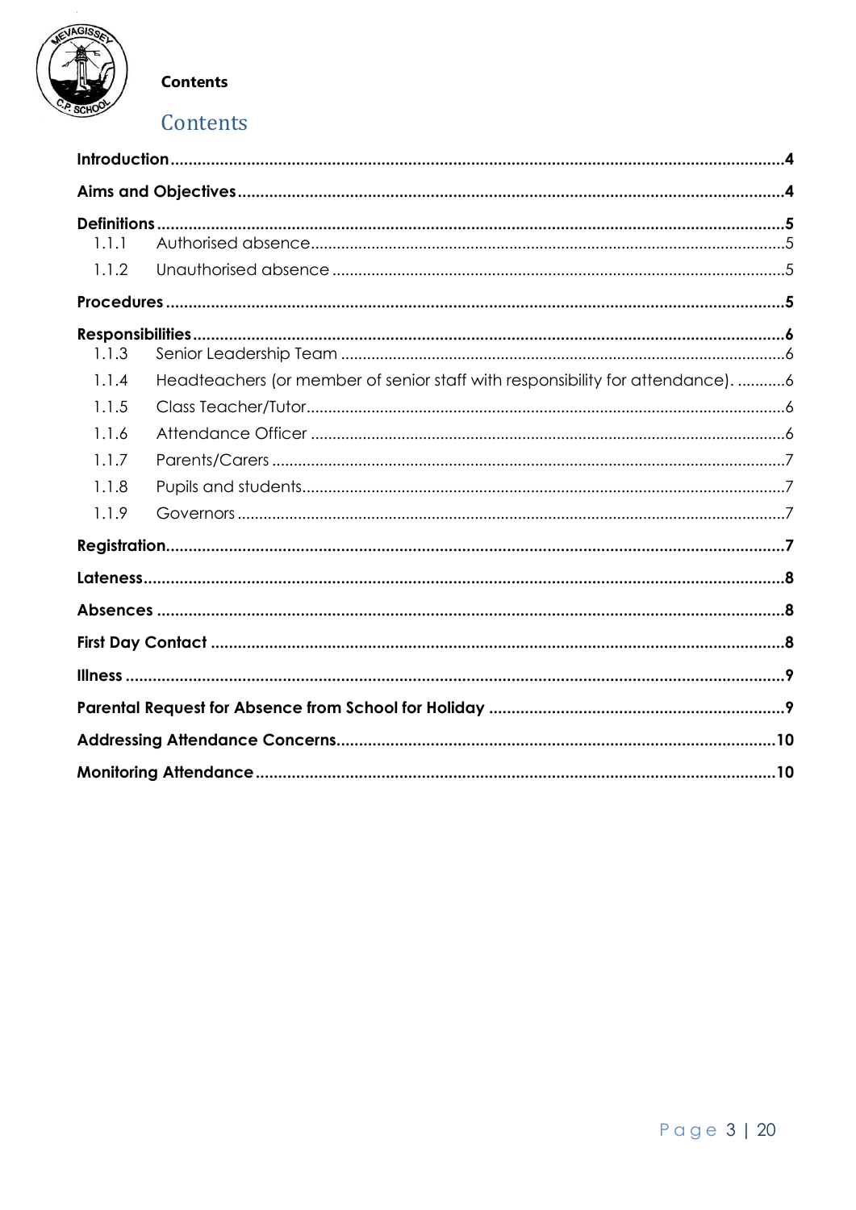**Contents**

# Contents

- **Introduction** ... 4
- **Aims and Objectives** ... 4
- **Definitions** ... 5
  - 1.1.1 Authorised absence ... 5
  - 1.1.2 Unauthorised absence ... 5
- **Procedures** ... 5
- **Responsibilities** ... 6
  - 1.1.3 Senior Leadership Team ... 6
  - 1.1.4 Headteachers (or member of senior staff with responsibility for attendance). ... 6
  - 1.1.5 Class Teacher/Tutor ... 6
  - 1.1.6 Attendance Officer ... 6
  - 1.1.7 Parents/Carers ... 7
  - 1.1.8 Pupils and students ... 7
  - 1.1.9 Governors ... 7
- **Registration** ... 7
- **Lateness** ... 8
- **Absences** ... 8
- **First Day Contact** ... 8
- **Illness** ... 9
- **Parental Request for Absence from School for Holiday** ... 9
- **Addressing Attendance Concerns** ... 10
- **Monitoring Attendance** ... 10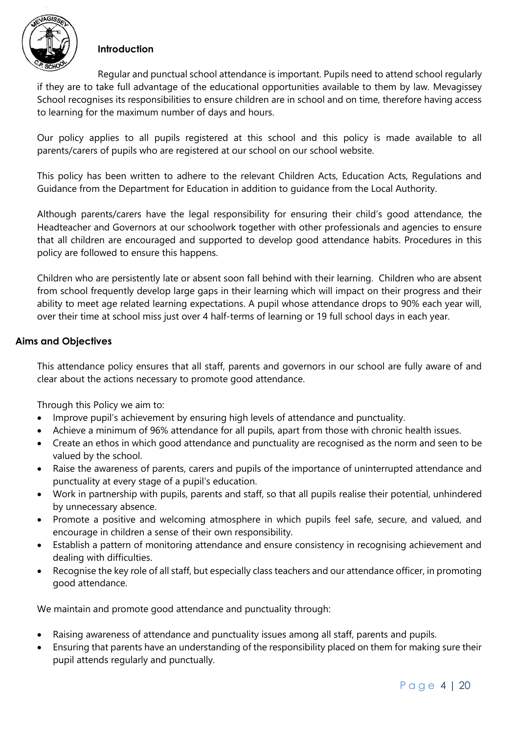## Introduction

Regular and punctual school attendance is important. Pupils need to attend school regularly if they are to take full advantage of the educational opportunities available to them by law. Mevagissey School recognises its responsibilities to ensure children are in school and on time, therefore having access to learning for the maximum number of days and hours.

Our policy applies to all pupils registered at this school and this policy is made available to all parents/carers of pupils who are registered at our school on our school website.

This policy has been written to adhere to the relevant Children Acts, Education Acts, Regulations and Guidance from the Department for Education in addition to guidance from the Local Authority.

Although parents/carers have the legal responsibility for ensuring their child's good attendance, the Headteacher and Governors at our schoolwork together with other professionals and agencies to ensure that all children are encouraged and supported to develop good attendance habits. Procedures in this policy are followed to ensure this happens.

Children who are persistently late or absent soon fall behind with their learning. Children who are absent from school frequently develop large gaps in their learning which will impact on their progress and their ability to meet age related learning expectations. A pupil whose attendance drops to 90% each year will, over their time at school miss just over 4 half-terms of learning or 19 full school days in each year.

## Aims and Objectives

This attendance policy ensures that all staff, parents and governors in our school are fully aware of and clear about the actions necessary to promote good attendance.

Through this Policy we aim to:

- Improve pupil's achievement by ensuring high levels of attendance and punctuality.
- Achieve a minimum of 96% attendance for all pupils, apart from those with chronic health issues.
- Create an ethos in which good attendance and punctuality are recognised as the norm and seen to be valued by the school.
- Raise the awareness of parents, carers and pupils of the importance of uninterrupted attendance and punctuality at every stage of a pupil's education.
- Work in partnership with pupils, parents and staff, so that all pupils realise their potential, unhindered by unnecessary absence.
- Promote a positive and welcoming atmosphere in which pupils feel safe, secure, and valued, and encourage in children a sense of their own responsibility.
- Establish a pattern of monitoring attendance and ensure consistency in recognising achievement and dealing with difficulties.
- Recognise the key role of all staff, but especially class teachers and our attendance officer, in promoting good attendance.

We maintain and promote good attendance and punctuality through:

- Raising awareness of attendance and punctuality issues among all staff, parents and pupils.
- Ensuring that parents have an understanding of the responsibility placed on them for making sure their pupil attends regularly and punctually.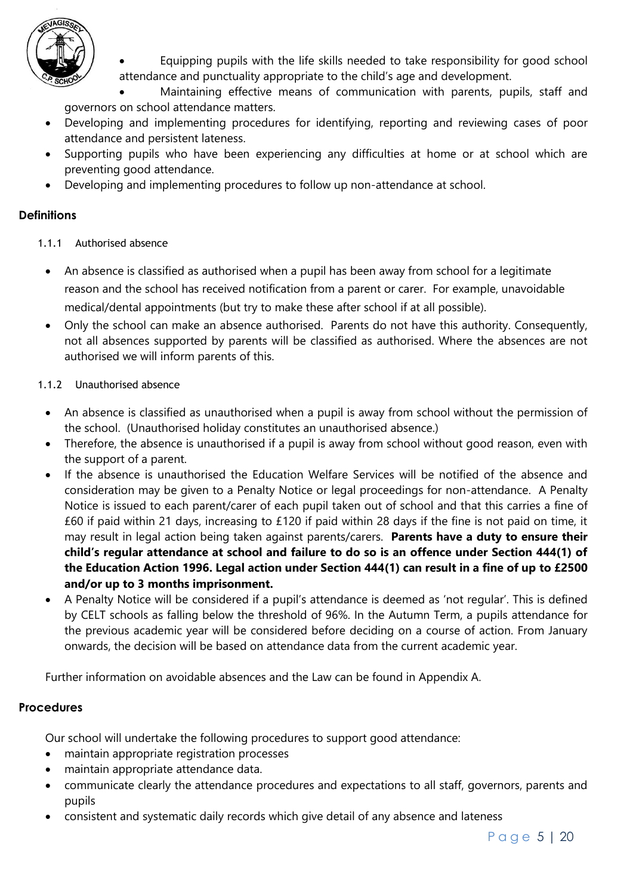- Equipping pupils with the life skills needed to take responsibility for good school attendance and punctuality appropriate to the child's age and development.
- Maintaining effective means of communication with parents, pupils, staff and governors on school attendance matters.
- Developing and implementing procedures for identifying, reporting and reviewing cases of poor attendance and persistent lateness.
- Supporting pupils who have been experiencing any difficulties at home or at school which are preventing good attendance.
- Developing and implementing procedures to follow up non-attendance at school.

## Definitions

### 1.1.1 Authorised absence

- An absence is classified as authorised when a pupil has been away from school for a legitimate reason and the school has received notification from a parent or carer. For example, unavoidable medical/dental appointments (but try to make these after school if at all possible).
- Only the school can make an absence authorised. Parents do not have this authority. Consequently, not all absences supported by parents will be classified as authorised. Where the absences are not authorised we will inform parents of this.

### 1.1.2 Unauthorised absence

- An absence is classified as unauthorised when a pupil is away from school without the permission of the school. (Unauthorised holiday constitutes an unauthorised absence.)
- Therefore, the absence is unauthorised if a pupil is away from school without good reason, even with the support of a parent.
- If the absence is unauthorised the Education Welfare Services will be notified of the absence and consideration may be given to a Penalty Notice or legal proceedings for non-attendance. A Penalty Notice is issued to each parent/carer of each pupil taken out of school and that this carries a fine of £60 if paid within 21 days, increasing to £120 if paid within 28 days if the fine is not paid on time, it may result in legal action being taken against parents/carers. **Parents have a duty to ensure their child's regular attendance at school and failure to do so is an offence under Section 444(1) of the Education Action 1996. Legal action under Section 444(1) can result in a fine of up to £2500 and/or up to 3 months imprisonment.**
- A Penalty Notice will be considered if a pupil's attendance is deemed as 'not regular'. This is defined by CELT schools as falling below the threshold of 96%. In the Autumn Term, a pupils attendance for the previous academic year will be considered before deciding on a course of action. From January onwards, the decision will be based on attendance data from the current academic year.

Further information on avoidable absences and the Law can be found in Appendix A.

## Procedures

Our school will undertake the following procedures to support good attendance:

- maintain appropriate registration processes
- maintain appropriate attendance data.
- communicate clearly the attendance procedures and expectations to all staff, governors, parents and pupils
- consistent and systematic daily records which give detail of any absence and lateness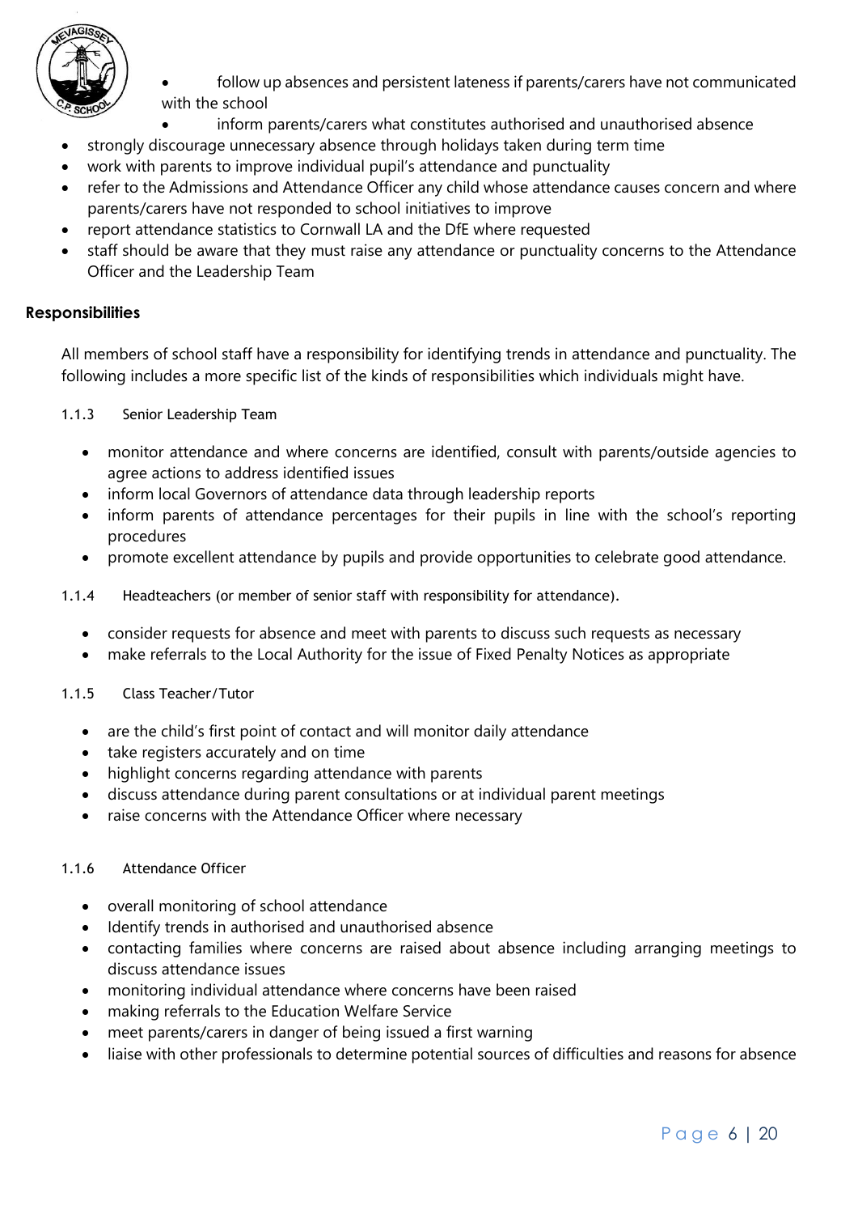- follow up absences and persistent lateness if parents/carers have not communicated with the school
- inform parents/carers what constitutes authorised and unauthorised absence
- strongly discourage unnecessary absence through holidays taken during term time
- work with parents to improve individual pupil's attendance and punctuality
- refer to the Admissions and Attendance Officer any child whose attendance causes concern and where parents/carers have not responded to school initiatives to improve
- report attendance statistics to Cornwall LA and the DfE where requested
- staff should be aware that they must raise any attendance or punctuality concerns to the Attendance Officer and the Leadership Team

## Responsibilities

All members of school staff have a responsibility for identifying trends in attendance and punctuality. The following includes a more specific list of the kinds of responsibilities which individuals might have.

### 1.1.3 Senior Leadership Team

- monitor attendance and where concerns are identified, consult with parents/outside agencies to agree actions to address identified issues
- inform local Governors of attendance data through leadership reports
- inform parents of attendance percentages for their pupils in line with the school's reporting procedures
- promote excellent attendance by pupils and provide opportunities to celebrate good attendance.

### 1.1.4 Headteachers (or member of senior staff with responsibility for attendance).

- consider requests for absence and meet with parents to discuss such requests as necessary
- make referrals to the Local Authority for the issue of Fixed Penalty Notices as appropriate

### 1.1.5 Class Teacher/Tutor

- are the child's first point of contact and will monitor daily attendance
- take registers accurately and on time
- highlight concerns regarding attendance with parents
- discuss attendance during parent consultations or at individual parent meetings
- raise concerns with the Attendance Officer where necessary

### 1.1.6 Attendance Officer

- overall monitoring of school attendance
- Identify trends in authorised and unauthorised absence
- contacting families where concerns are raised about absence including arranging meetings to discuss attendance issues
- monitoring individual attendance where concerns have been raised
- making referrals to the Education Welfare Service
- meet parents/carers in danger of being issued a first warning
- liaise with other professionals to determine potential sources of difficulties and reasons for absence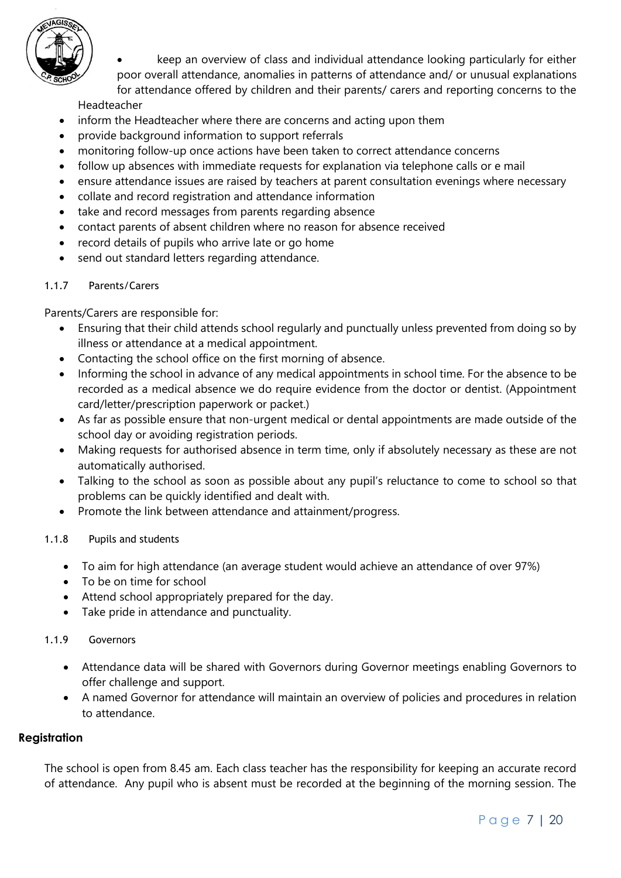- keep an overview of class and individual attendance looking particularly for either poor overall attendance, anomalies in patterns of attendance and/ or unusual explanations for attendance offered by children and their parents/ carers and reporting concerns to the Headteacher
- inform the Headteacher where there are concerns and acting upon them
- provide background information to support referrals
- monitoring follow-up once actions have been taken to correct attendance concerns
- follow up absences with immediate requests for explanation via telephone calls or e mail
- ensure attendance issues are raised by teachers at parent consultation evenings where necessary
- collate and record registration and attendance information
- take and record messages from parents regarding absence
- contact parents of absent children where no reason for absence received
- record details of pupils who arrive late or go home
- send out standard letters regarding attendance.

#### 1.1.7 Parents/Carers

Parents/Carers are responsible for:

- Ensuring that their child attends school regularly and punctually unless prevented from doing so by illness or attendance at a medical appointment.
- Contacting the school office on the first morning of absence.
- Informing the school in advance of any medical appointments in school time. For the absence to be recorded as a medical absence we do require evidence from the doctor or dentist. (Appointment card/letter/prescription paperwork or packet.)
- As far as possible ensure that non-urgent medical or dental appointments are made outside of the school day or avoiding registration periods.
- Making requests for authorised absence in term time, only if absolutely necessary as these are not automatically authorised.
- Talking to the school as soon as possible about any pupil's reluctance to come to school so that problems can be quickly identified and dealt with.
- Promote the link between attendance and attainment/progress.

#### 1.1.8 Pupils and students

- To aim for high attendance (an average student would achieve an attendance of over 97%)
- To be on time for school
- Attend school appropriately prepared for the day.
- Take pride in attendance and punctuality.

#### 1.1.9 Governors

- Attendance data will be shared with Governors during Governor meetings enabling Governors to offer challenge and support.
- A named Governor for attendance will maintain an overview of policies and procedures in relation to attendance.

**Registration**

The school is open from 8.45 am. Each class teacher has the responsibility for keeping an accurate record of attendance. Any pupil who is absent must be recorded at the beginning of the morning session. The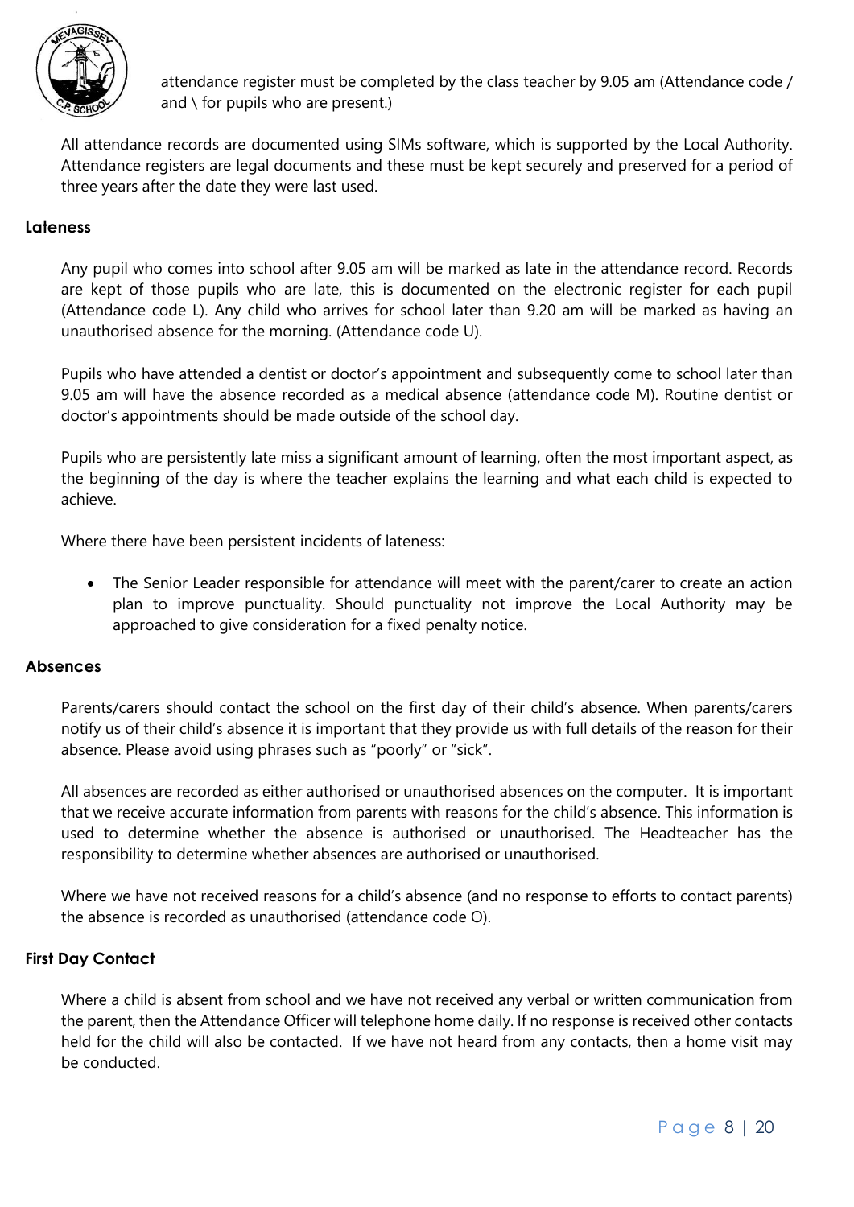attendance register must be completed by the class teacher by 9.05 am (Attendance code / and \ for pupils who are present.)

All attendance records are documented using SIMs software, which is supported by the Local Authority. Attendance registers are legal documents and these must be kept securely and preserved for a period of three years after the date they were last used.

### Lateness

Any pupil who comes into school after 9.05 am will be marked as late in the attendance record. Records are kept of those pupils who are late, this is documented on the electronic register for each pupil (Attendance code L). Any child who arrives for school later than 9.20 am will be marked as having an unauthorised absence for the morning. (Attendance code U).

Pupils who have attended a dentist or doctor's appointment and subsequently come to school later than 9.05 am will have the absence recorded as a medical absence (attendance code M). Routine dentist or doctor's appointments should be made outside of the school day.

Pupils who are persistently late miss a significant amount of learning, often the most important aspect, as the beginning of the day is where the teacher explains the learning and what each child is expected to achieve.

Where there have been persistent incidents of lateness:

- The Senior Leader responsible for attendance will meet with the parent/carer to create an action plan to improve punctuality. Should punctuality not improve the Local Authority may be approached to give consideration for a fixed penalty notice.

### Absences

Parents/carers should contact the school on the first day of their child's absence. When parents/carers notify us of their child's absence it is important that they provide us with full details of the reason for their absence. Please avoid using phrases such as "poorly" or "sick".

All absences are recorded as either authorised or unauthorised absences on the computer. It is important that we receive accurate information from parents with reasons for the child's absence. This information is used to determine whether the absence is authorised or unauthorised. The Headteacher has the responsibility to determine whether absences are authorised or unauthorised.

Where we have not received reasons for a child's absence (and no response to efforts to contact parents) the absence is recorded as unauthorised (attendance code O).

### First Day Contact

Where a child is absent from school and we have not received any verbal or written communication from the parent, then the Attendance Officer will telephone home daily. If no response is received other contacts held for the child will also be contacted. If we have not heard from any contacts, then a home visit may be conducted.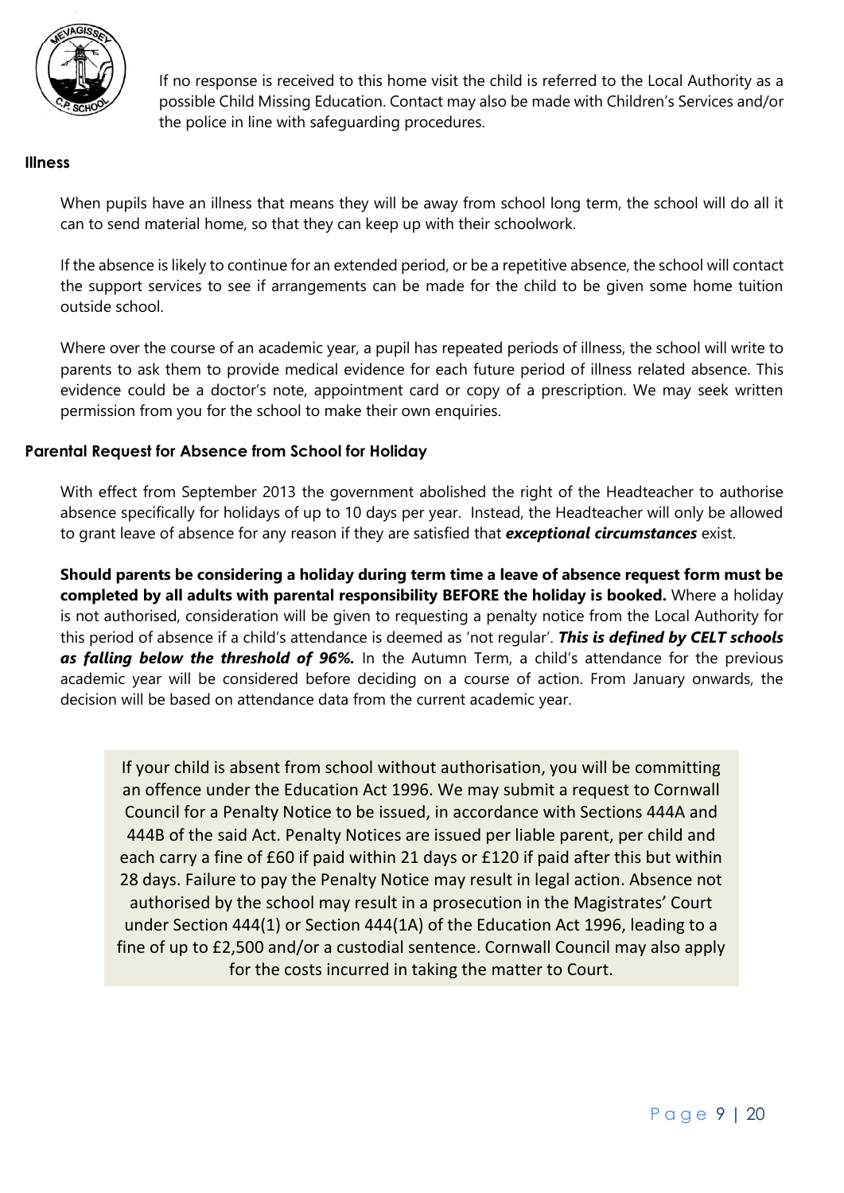If no response is received to this home visit the child is referred to the Local Authority as a possible Child Missing Education. Contact may also be made with Children's Services and/or the police in line with safeguarding procedures.

### Illness

When pupils have an illness that means they will be away from school long term, the school will do all it can to send material home, so that they can keep up with their schoolwork.

If the absence is likely to continue for an extended period, or be a repetitive absence, the school will contact the support services to see if arrangements can be made for the child to be given some home tuition outside school.

Where over the course of an academic year, a pupil has repeated periods of illness, the school will write to parents to ask them to provide medical evidence for each future period of illness related absence. This evidence could be a doctor's note, appointment card or copy of a prescription. We may seek written permission from you for the school to make their own enquiries.

### Parental Request for Absence from School for Holiday

With effect from September 2013 the government abolished the right of the Headteacher to authorise absence specifically for holidays of up to 10 days per year. Instead, the Headteacher will only be allowed to grant leave of absence for any reason if they are satisfied that ***exceptional circumstances*** exist.

**Should parents be considering a holiday during term time a leave of absence request form must be completed by all adults with parental responsibility BEFORE the holiday is booked.** Where a holiday is not authorised, consideration will be given to requesting a penalty notice from the Local Authority for this period of absence if a child's attendance is deemed as 'not regular'. ***This is defined by CELT schools as falling below the threshold of 96%.*** In the Autumn Term, a child's attendance for the previous academic year will be considered before deciding on a course of action. From January onwards, the decision will be based on attendance data from the current academic year.

> If your child is absent from school without authorisation, you will be committing an offence under the Education Act 1996. We may submit a request to Cornwall Council for a Penalty Notice to be issued, in accordance with Sections 444A and 444B of the said Act. Penalty Notices are issued per liable parent, per child and each carry a fine of £60 if paid within 21 days or £120 if paid after this but within 28 days. Failure to pay the Penalty Notice may result in legal action. Absence not authorised by the school may result in a prosecution in the Magistrates' Court under Section 444(1) or Section 444(1A) of the Education Act 1996, leading to a fine of up to £2,500 and/or a custodial sentence. Cornwall Council may also apply for the costs incurred in taking the matter to Court.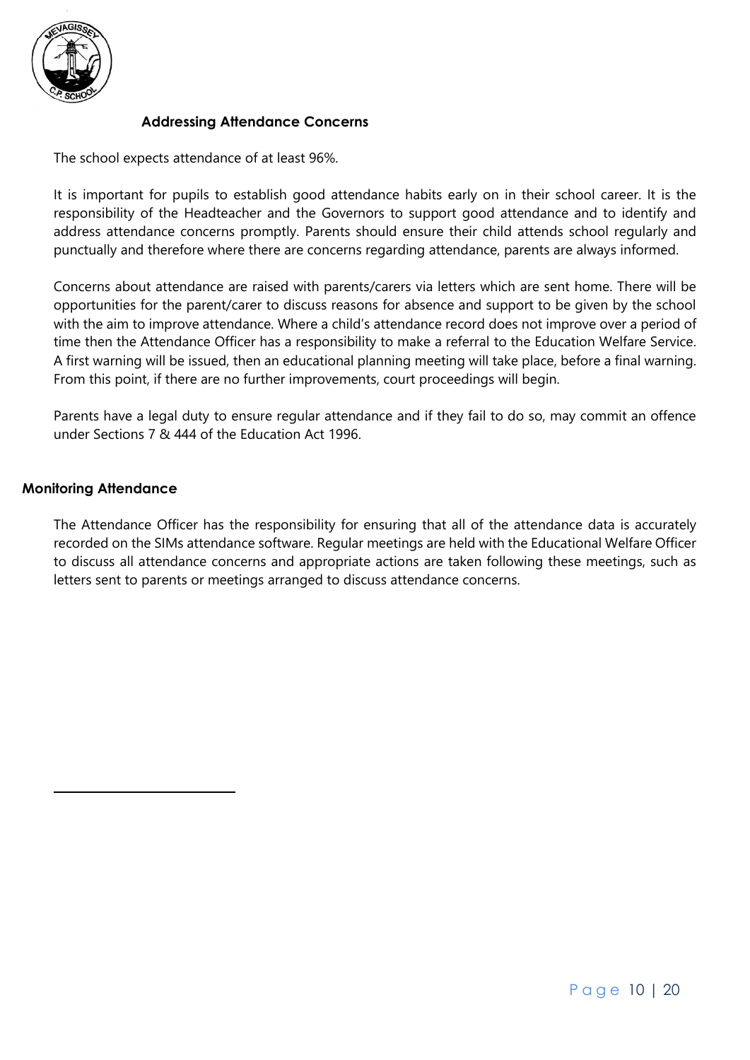## Addressing Attendance Concerns

The school expects attendance of at least 96%.

It is important for pupils to establish good attendance habits early on in their school career. It is the responsibility of the Headteacher and the Governors to support good attendance and to identify and address attendance concerns promptly. Parents should ensure their child attends school regularly and punctually and therefore where there are concerns regarding attendance, parents are always informed.

Concerns about attendance are raised with parents/carers via letters which are sent home. There will be opportunities for the parent/carer to discuss reasons for absence and support to be given by the school with the aim to improve attendance. Where a child's attendance record does not improve over a period of time then the Attendance Officer has a responsibility to make a referral to the Education Welfare Service. A first warning will be issued, then an educational planning meeting will take place, before a final warning. From this point, if there are no further improvements, court proceedings will begin.

Parents have a legal duty to ensure regular attendance and if they fail to do so, may commit an offence under Sections 7 & 444 of the Education Act 1996.

## Monitoring Attendance

The Attendance Officer has the responsibility for ensuring that all of the attendance data is accurately recorded on the SIMs attendance software. Regular meetings are held with the Educational Welfare Officer to discuss all attendance concerns and appropriate actions are taken following these meetings, such as letters sent to parents or meetings arranged to discuss attendance concerns.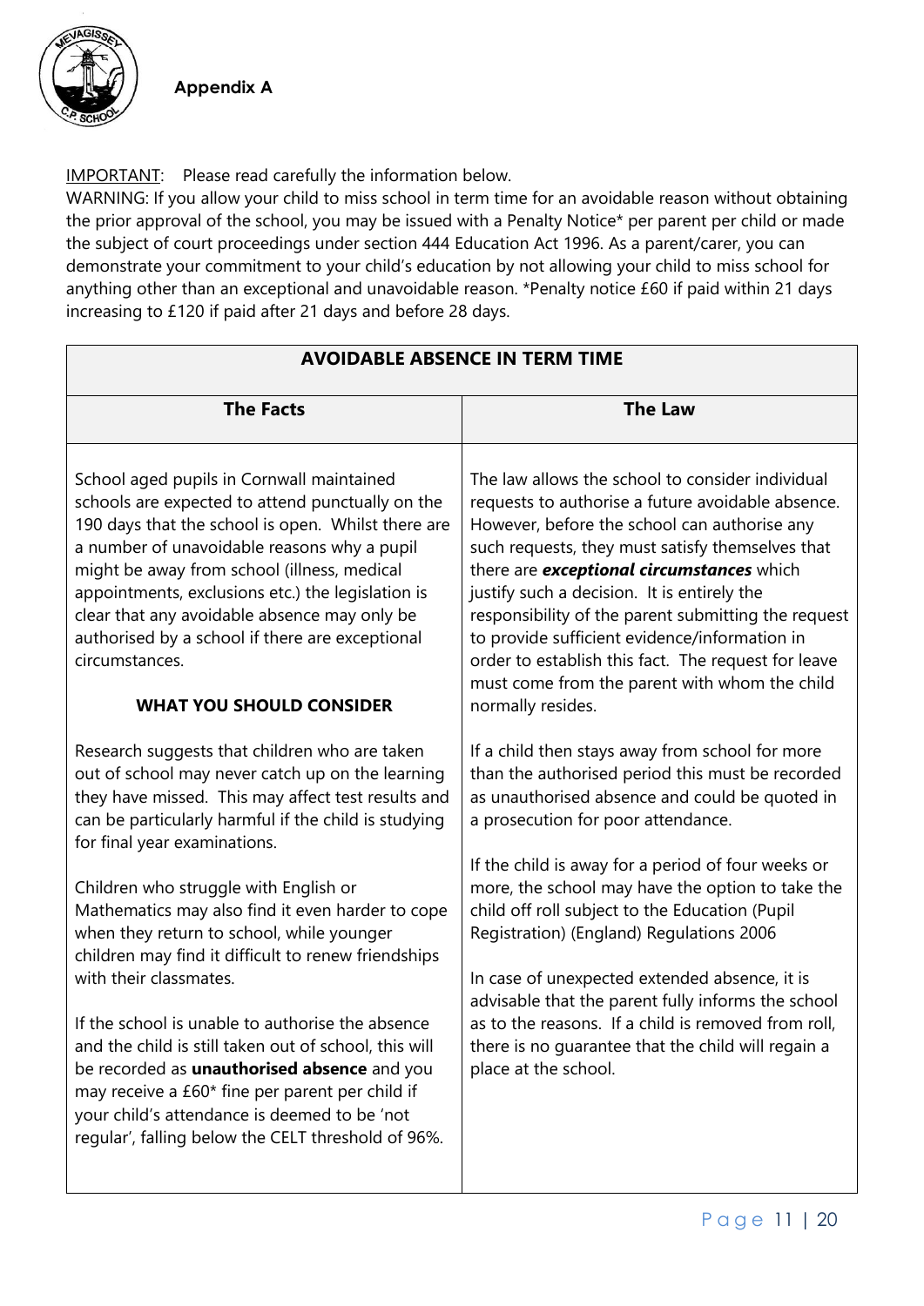## Appendix A

<u>IMPORTANT</u>: Please read carefully the information below.

WARNING: If you allow your child to miss school in term time for an avoidable reason without obtaining the prior approval of the school, you may be issued with a Penalty Notice* per parent per child or made the subject of court proceedings under section 444 Education Act 1996. As a parent/carer, you can demonstrate your commitment to your child's education by not allowing your child to miss school for anything other than an exceptional and unavoidable reason. *Penalty notice £60 if paid within 21 days increasing to £120 if paid after 21 days and before 28 days.

| **AVOIDABLE ABSENCE IN TERM TIME** | |
|---|---|
| **The Facts** | **The Law** |
| School aged pupils in Cornwall maintained schools are expected to attend punctually on the 190 days that the school is open. Whilst there are a number of unavoidable reasons why a pupil might be away from school (illness, medical appointments, exclusions etc.) the legislation is clear that any avoidable absence may only be authorised by a school if there are exceptional circumstances.<br><br>**WHAT YOU SHOULD CONSIDER**<br><br>Research suggests that children who are taken out of school may never catch up on the learning they have missed. This may affect test results and can be particularly harmful if the child is studying for final year examinations.<br><br>Children who struggle with English or Mathematics may also find it even harder to cope when they return to school, while younger children may find it difficult to renew friendships with their classmates.<br><br>If the school is unable to authorise the absence and the child is still taken out of school, this will be recorded as **unauthorised absence** and you may receive a £60* fine per parent per child if your child's attendance is deemed to be 'not regular', falling below the CELT threshold of 96%. | The law allows the school to consider individual requests to authorise a future avoidable absence. However, before the school can authorise any such requests, they must satisfy themselves that there are ***exceptional circumstances*** which justify such a decision. It is entirely the responsibility of the parent submitting the request to provide sufficient evidence/information in order to establish this fact. The request for leave must come from the parent with whom the child normally resides.<br><br>If a child then stays away from school for more than the authorised period this must be recorded as unauthorised absence and could be quoted in a prosecution for poor attendance.<br><br>If the child is away for a period of four weeks or more, the school may have the option to take the child off roll subject to the Education (Pupil Registration) (England) Regulations 2006<br><br>In case of unexpected extended absence, it is advisable that the parent fully informs the school as to the reasons. If a child is removed from roll, there is no guarantee that the child will regain a place at the school. |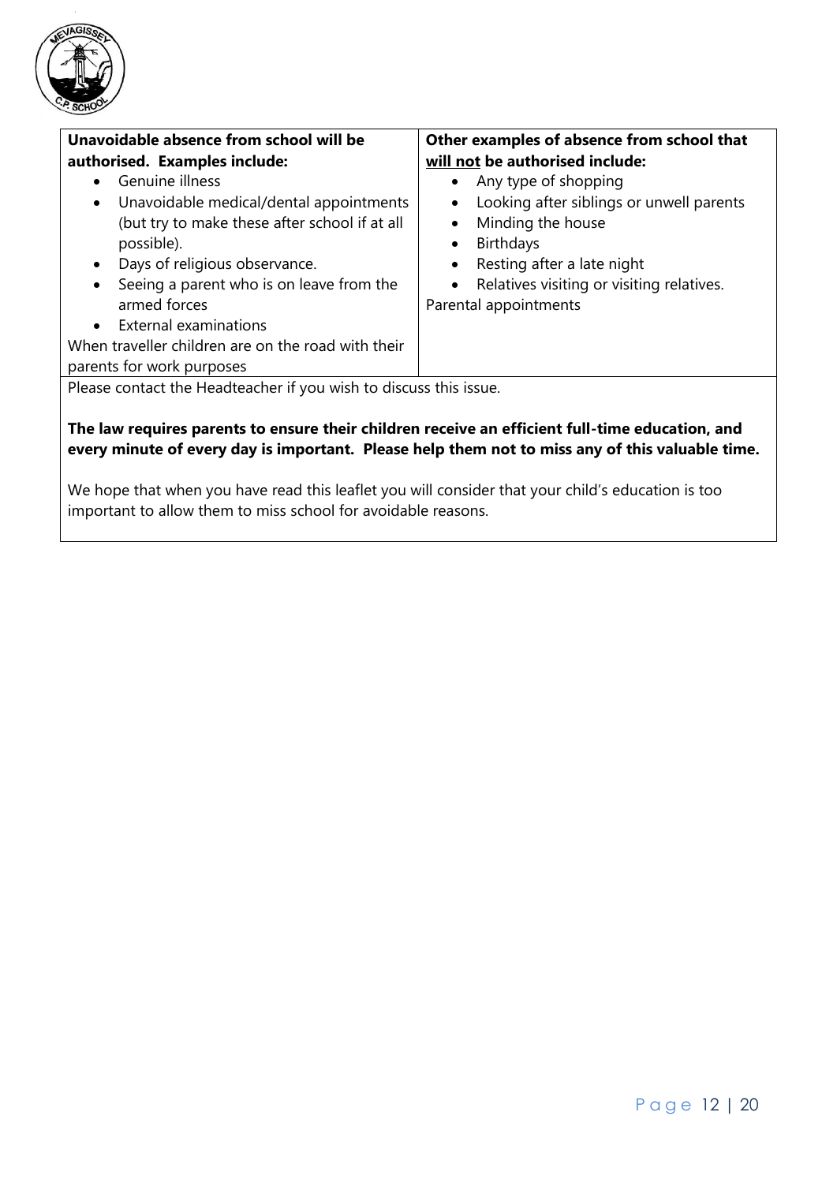| **Unavoidable absence from school will be authorised. Examples include:**<br>• Genuine illness<br>• Unavoidable medical/dental appointments (but try to make these after school if at all possible).<br>• Days of religious observance.<br>• Seeing a parent who is on leave from the armed forces<br>• External examinations<br>When traveller children are on the road with their parents for work purposes | **Other examples of absence from school that <u>will not</u> be authorised include:**<br>• Any type of shopping<br>• Looking after siblings or unwell parents<br>• Minding the house<br>• Birthdays<br>• Resting after a late night<br>• Relatives visiting or visiting relatives.<br>Parental appointments |
|---|---|

Please contact the Headteacher if you wish to discuss this issue.

**The law requires parents to ensure their children receive an efficient full-time education, and every minute of every day is important. Please help them not to miss any of this valuable time.**

We hope that when you have read this leaflet you will consider that your child's education is too important to allow them to miss school for avoidable reasons.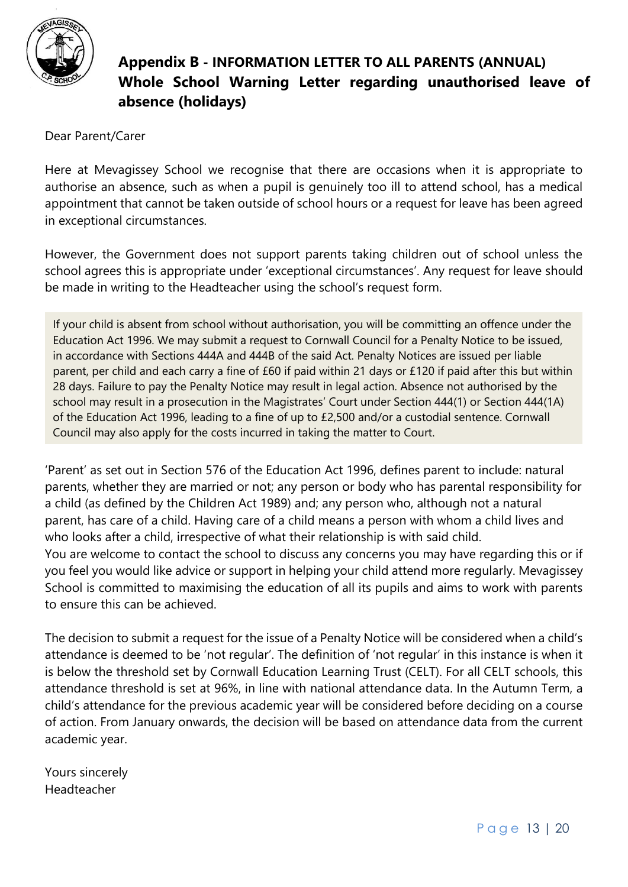## Appendix B - INFORMATION LETTER TO ALL PARENTS (ANNUAL) Whole School Warning Letter regarding unauthorised leave of absence (holidays)

Dear Parent/Carer

Here at Mevagissey School we recognise that there are occasions when it is appropriate to authorise an absence, such as when a pupil is genuinely too ill to attend school, has a medical appointment that cannot be taken outside of school hours or a request for leave has been agreed in exceptional circumstances.

However, the Government does not support parents taking children out of school unless the school agrees this is appropriate under 'exceptional circumstances'. Any request for leave should be made in writing to the Headteacher using the school's request form.

If your child is absent from school without authorisation, you will be committing an offence under the Education Act 1996. We may submit a request to Cornwall Council for a Penalty Notice to be issued, in accordance with Sections 444A and 444B of the said Act. Penalty Notices are issued per liable parent, per child and each carry a fine of £60 if paid within 21 days or £120 if paid after this but within 28 days. Failure to pay the Penalty Notice may result in legal action. Absence not authorised by the school may result in a prosecution in the Magistrates' Court under Section 444(1) or Section 444(1A) of the Education Act 1996, leading to a fine of up to £2,500 and/or a custodial sentence. Cornwall Council may also apply for the costs incurred in taking the matter to Court.

'Parent' as set out in Section 576 of the Education Act 1996, defines parent to include: natural parents, whether they are married or not; any person or body who has parental responsibility for a child (as defined by the Children Act 1989) and; any person who, although not a natural parent, has care of a child. Having care of a child means a person with whom a child lives and who looks after a child, irrespective of what their relationship is with said child.

You are welcome to contact the school to discuss any concerns you may have regarding this or if you feel you would like advice or support in helping your child attend more regularly. Mevagissey School is committed to maximising the education of all its pupils and aims to work with parents to ensure this can be achieved.

The decision to submit a request for the issue of a Penalty Notice will be considered when a child's attendance is deemed to be 'not regular'. The definition of 'not regular' in this instance is when it is below the threshold set by Cornwall Education Learning Trust (CELT). For all CELT schools, this attendance threshold is set at 96%, in line with national attendance data. In the Autumn Term, a child's attendance for the previous academic year will be considered before deciding on a course of action. From January onwards, the decision will be based on attendance data from the current academic year.

Yours sincerely  
Headteacher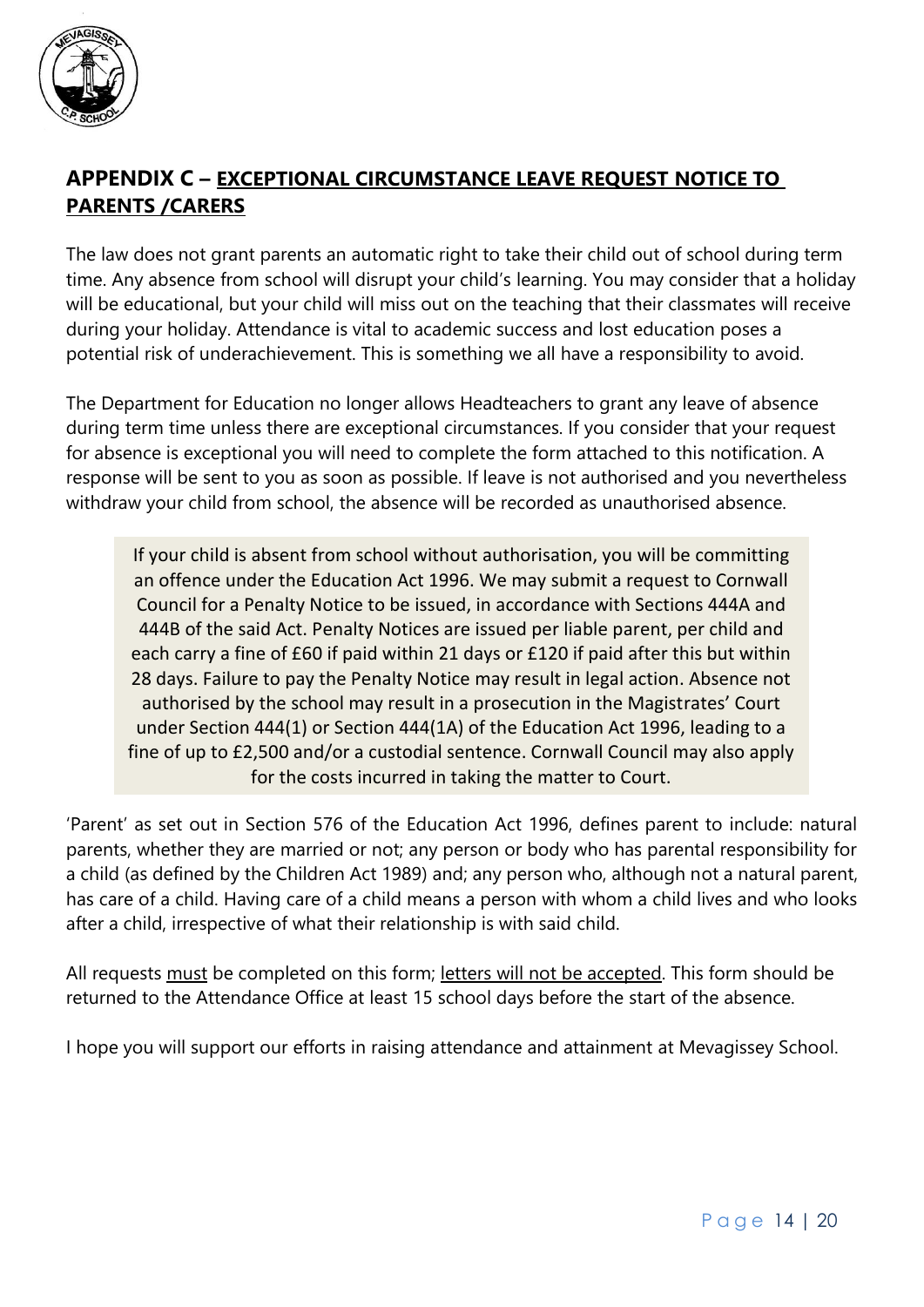## APPENDIX C – EXCEPTIONAL CIRCUMSTANCE LEAVE REQUEST NOTICE TO PARENTS /CARERS

The law does not grant parents an automatic right to take their child out of school during term time. Any absence from school will disrupt your child's learning. You may consider that a holiday will be educational, but your child will miss out on the teaching that their classmates will receive during your holiday. Attendance is vital to academic success and lost education poses a potential risk of underachievement. This is something we all have a responsibility to avoid.

The Department for Education no longer allows Headteachers to grant any leave of absence during term time unless there are exceptional circumstances. If you consider that your request for absence is exceptional you will need to complete the form attached to this notification. A response will be sent to you as soon as possible. If leave is not authorised and you nevertheless withdraw your child from school, the absence will be recorded as unauthorised absence.

> If your child is absent from school without authorisation, you will be committing an offence under the Education Act 1996. We may submit a request to Cornwall Council for a Penalty Notice to be issued, in accordance with Sections 444A and 444B of the said Act. Penalty Notices are issued per liable parent, per child and each carry a fine of £60 if paid within 21 days or £120 if paid after this but within 28 days. Failure to pay the Penalty Notice may result in legal action. Absence not authorised by the school may result in a prosecution in the Magistrates' Court under Section 444(1) or Section 444(1A) of the Education Act 1996, leading to a fine of up to £2,500 and/or a custodial sentence. Cornwall Council may also apply for the costs incurred in taking the matter to Court.

'Parent' as set out in Section 576 of the Education Act 1996, defines parent to include: natural parents, whether they are married or not; any person or body who has parental responsibility for a child (as defined by the Children Act 1989) and; any person who, although not a natural parent, has care of a child. Having care of a child means a person with whom a child lives and who looks after a child, irrespective of what their relationship is with said child.

All requests must be completed on this form; letters will not be accepted. This form should be returned to the Attendance Office at least 15 school days before the start of the absence.

I hope you will support our efforts in raising attendance and attainment at Mevagissey School.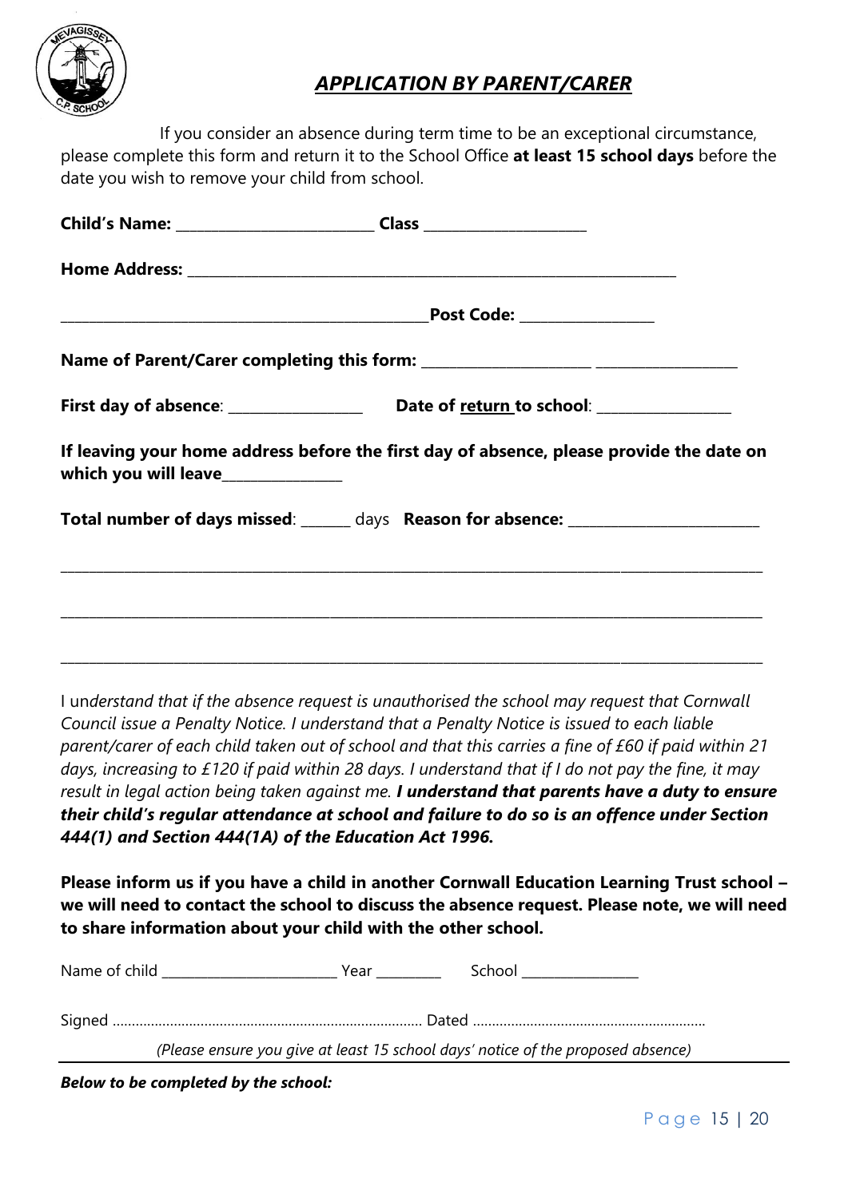## *APPLICATION BY PARENT/CARER*

If you consider an absence during term time to be an exceptional circumstance, please complete this form and return it to the School Office **at least 15 school days** before the date you wish to remove your child from school.

**Child's Name:** _________________________ **Class** ____________________

**Home Address:** _______________________________________________________________

_______________________________________________ **Post Code:** ________________

**Name of Parent/Carer completing this form:** _____________________ __________________

**First day of absence**: ________________ **Date of return to school**: ________________

**If leaving your home address before the first day of absence, please provide the date on which you will leave**_______________

**Total number of days missed**: ______ days **Reason for absence:** _________________________

_______________________________________________________________________________________________

_______________________________________________________________________________________________

_______________________________________________________________________________________________

*I understand that if the absence request is unauthorised the school may request that Cornwall Council issue a Penalty Notice. I understand that a Penalty Notice is issued to each liable parent/carer of each child taken out of school and that this carries a fine of £60 if paid within 21 days, increasing to £120 if paid within 28 days. I understand that if I do not pay the fine, it may result in legal action being taken against me.* ***I understand that parents have a duty to ensure their child's regular attendance at school and failure to do so is an offence under Section 444(1) and Section 444(1A) of the Education Act 1996.***

**Please inform us if you have a child in another Cornwall Education Learning Trust school – we will need to contact the school to discuss the absence request. Please note, we will need to share information about your child with the other school.**

Name of child _______________________ Year ________ School _______________

Signed ............................................................................... Dated ...........................................................

*(Please ensure you give at least 15 school days' notice of the proposed absence)*

---

***Below to be completed by the school:***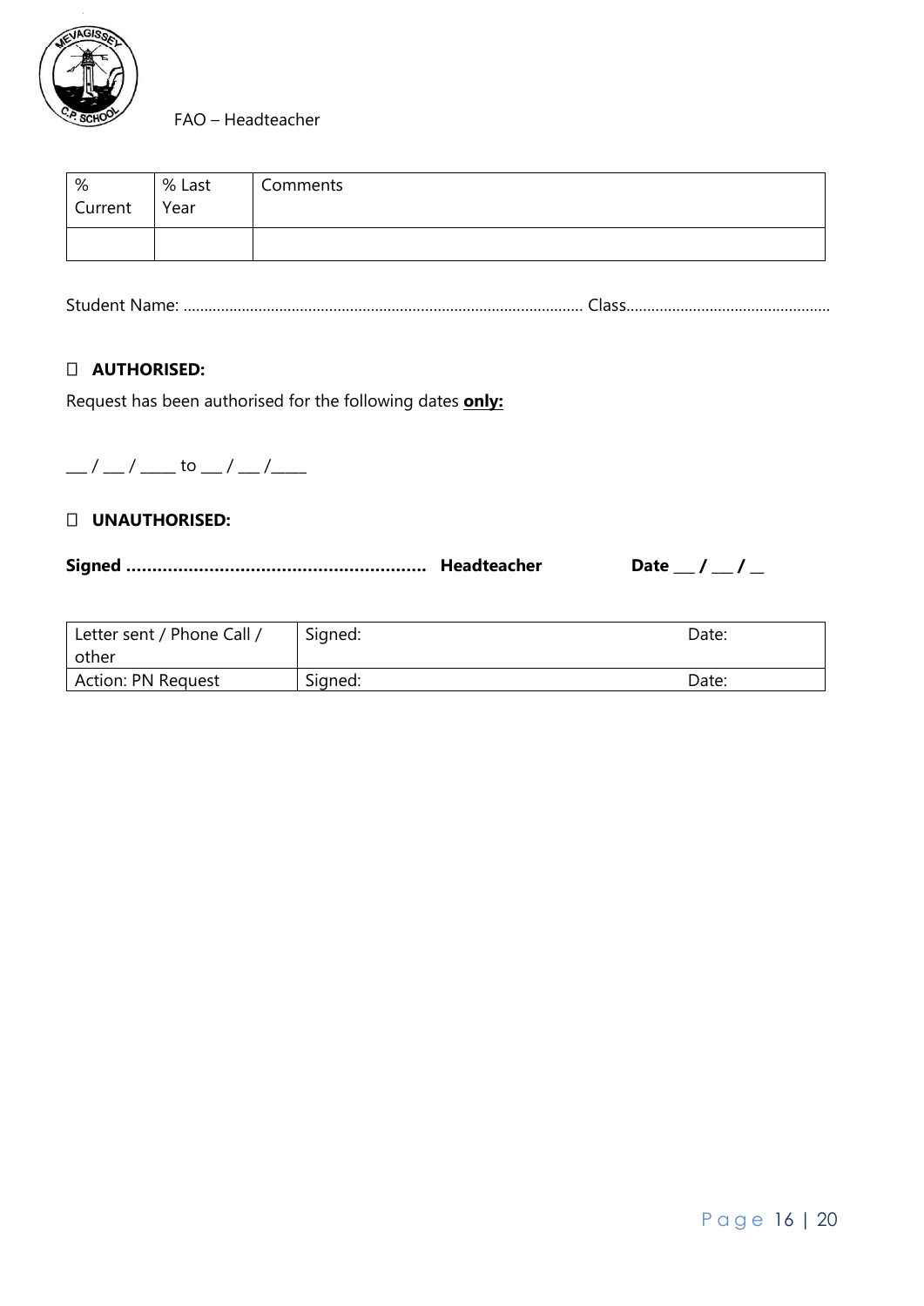FAO – Headteacher

| % Current | % Last Year | Comments |
|---|---|---|
| | | |

Student Name: ............................................................................................... Class.................................................

☐ **AUTHORISED:**

Request has been authorised for the following dates **only:**

___ / ___ / _____ to ___ / ___ /_____

☐ **UNAUTHORISED:**

**Signed ........................................................... Headteacher Date ___ / ___ / __**

| Letter sent / Phone Call / other | Signed: | Date: |
|---|---|---|
| Action: PN Request | Signed: | Date: |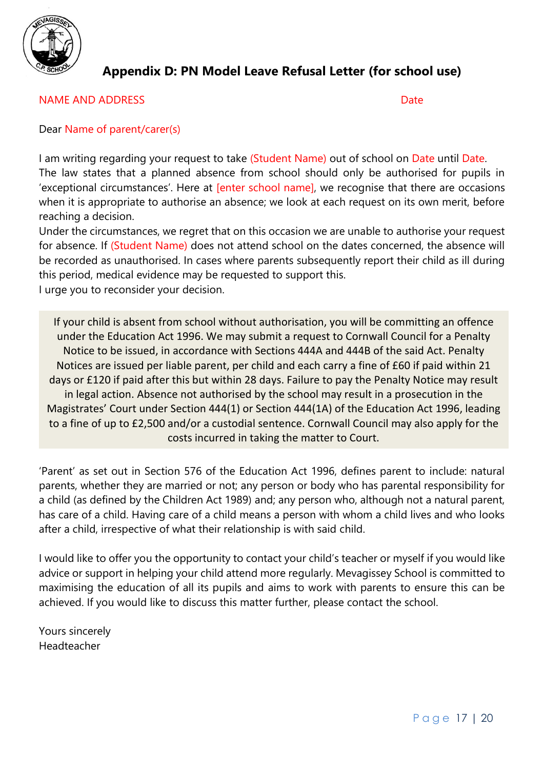## Appendix D: PN Model Leave Refusal Letter (for school use)

NAME AND ADDRESS　　　　　　　　　　　　　　　　　　　　　　　　Date

Dear Name of parent/carer(s)

I am writing regarding your request to take (Student Name) out of school on Date until Date. The law states that a planned absence from school should only be authorised for pupils in 'exceptional circumstances'. Here at [enter school name], we recognise that there are occasions when it is appropriate to authorise an absence; we look at each request on its own merit, before reaching a decision.

Under the circumstances, we regret that on this occasion we are unable to authorise your request for absence. If (Student Name) does not attend school on the dates concerned, the absence will be recorded as unauthorised. In cases where parents subsequently report their child as ill during this period, medical evidence may be requested to support this.

I urge you to reconsider your decision.

> If your child is absent from school without authorisation, you will be committing an offence under the Education Act 1996. We may submit a request to Cornwall Council for a Penalty Notice to be issued, in accordance with Sections 444A and 444B of the said Act. Penalty Notices are issued per liable parent, per child and each carry a fine of £60 if paid within 21 days or £120 if paid after this but within 28 days. Failure to pay the Penalty Notice may result in legal action. Absence not authorised by the school may result in a prosecution in the Magistrates' Court under Section 444(1) or Section 444(1A) of the Education Act 1996, leading to a fine of up to £2,500 and/or a custodial sentence. Cornwall Council may also apply for the costs incurred in taking the matter to Court.

'Parent' as set out in Section 576 of the Education Act 1996, defines parent to include: natural parents, whether they are married or not; any person or body who has parental responsibility for a child (as defined by the Children Act 1989) and; any person who, although not a natural parent, has care of a child. Having care of a child means a person with whom a child lives and who looks after a child, irrespective of what their relationship is with said child.

I would like to offer you the opportunity to contact your child's teacher or myself if you would like advice or support in helping your child attend more regularly. Mevagissey School is committed to maximising the education of all its pupils and aims to work with parents to ensure this can be achieved. If you would like to discuss this matter further, please contact the school.

Yours sincerely
Headteacher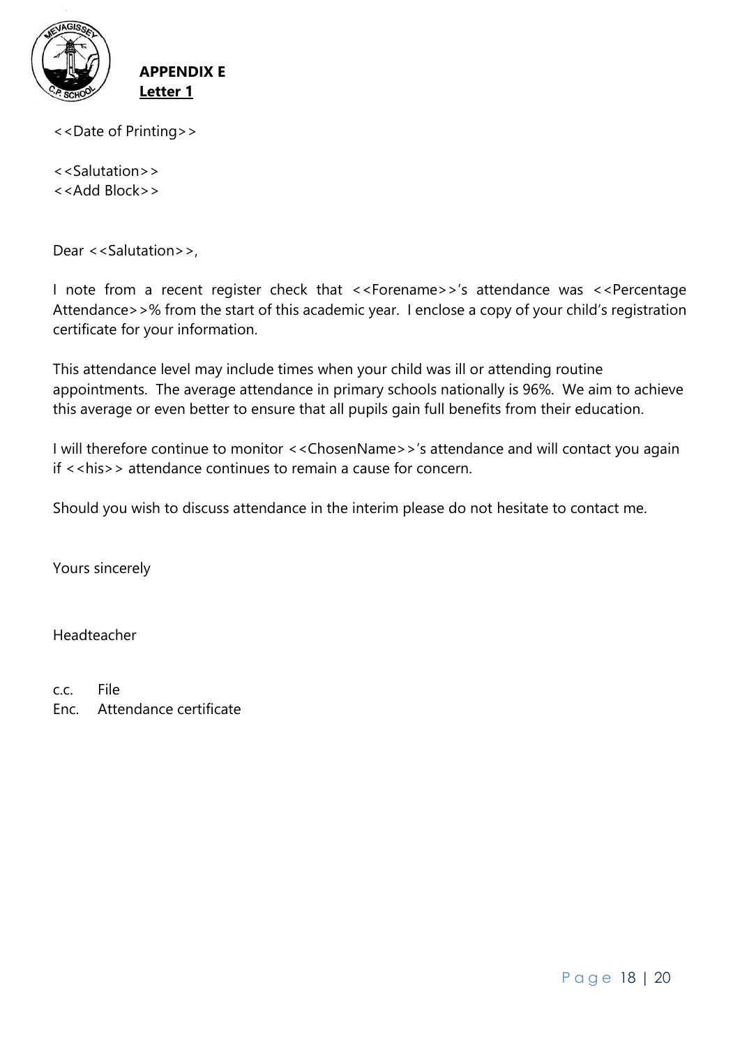**APPENDIX E**
**Letter 1**

<<Date of Printing>>

<<Salutation>>
<<Add Block>>

Dear <<Salutation>>,

I note from a recent register check that <<Forename>>'s attendance was <<Percentage Attendance>>% from the start of this academic year. I enclose a copy of your child's registration certificate for your information.

This attendance level may include times when your child was ill or attending routine appointments. The average attendance in primary schools nationally is 96%. We aim to achieve this average or even better to ensure that all pupils gain full benefits from their education.

I will therefore continue to monitor <<ChosenName>>'s attendance and will contact you again if <<his>> attendance continues to remain a cause for concern.

Should you wish to discuss attendance in the interim please do not hesitate to contact me.

Yours sincerely

Headteacher

c.c. File
Enc. Attendance certificate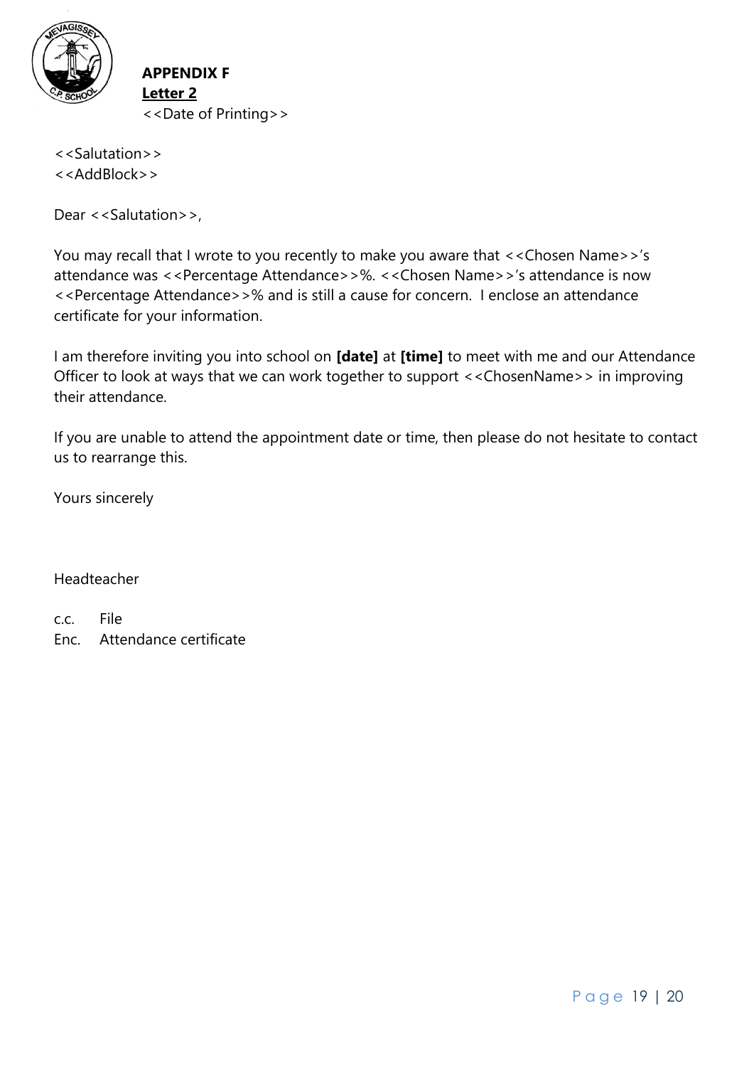**APPENDIX F**
**<u>Letter 2</u>**
<<Date of Printing>>

<<Salutation>>
<<AddBlock>>

Dear <<Salutation>>,

You may recall that I wrote to you recently to make you aware that <<Chosen Name>>'s attendance was <<Percentage Attendance>>%. <<Chosen Name>>'s attendance is now <<Percentage Attendance>>% and is still a cause for concern. I enclose an attendance certificate for your information.

I am therefore inviting you into school on **[date]** at **[time]** to meet with me and our Attendance Officer to look at ways that we can work together to support <<ChosenName>> in improving their attendance.

If you are unable to attend the appointment date or time, then please do not hesitate to contact us to rearrange this.

Yours sincerely

Headteacher

c.c. File
Enc. Attendance certificate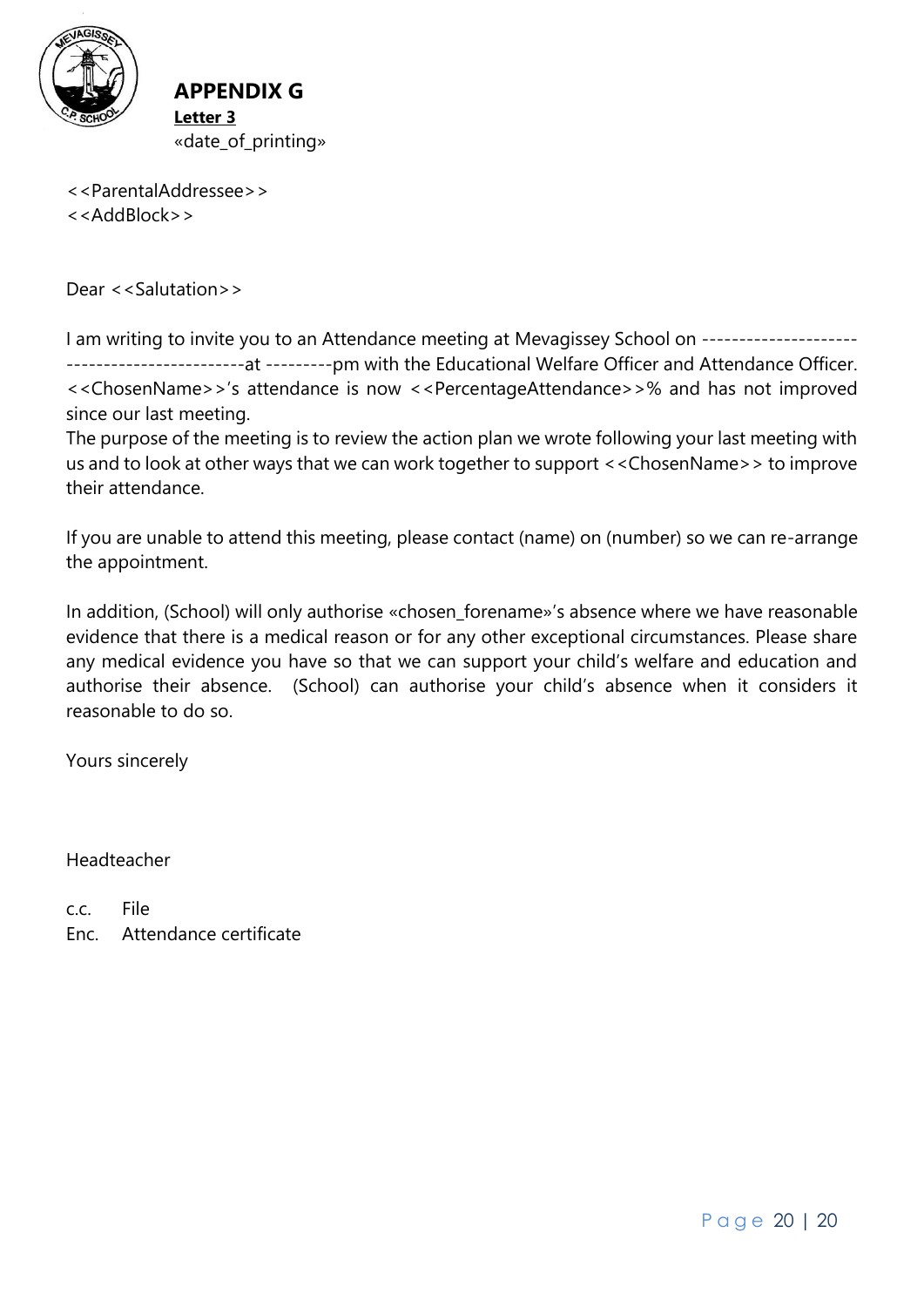## APPENDIX G

**Letter 3**

«date_of_printing»

<<ParentalAddressee>>
<<AddBlock>>

Dear <<Salutation>>

I am writing to invite you to an Attendance meeting at Mevagissey School on ---------------------------------------------at ---------pm with the Educational Welfare Officer and Attendance Officer. <<ChosenName>>'s attendance is now <<PercentageAttendance>>% and has not improved since our last meeting.
The purpose of the meeting is to review the action plan we wrote following your last meeting with us and to look at other ways that we can work together to support <<ChosenName>> to improve their attendance.

If you are unable to attend this meeting, please contact (name) on (number) so we can re-arrange the appointment.

In addition, (School) will only authorise «chosen_forename»'s absence where we have reasonable evidence that there is a medical reason or for any other exceptional circumstances. Please share any medical evidence you have so that we can support your child's welfare and education and authorise their absence. (School) can authorise your child's absence when it considers it reasonable to do so.

Yours sincerely

Headteacher

c.c. File
Enc. Attendance certificate